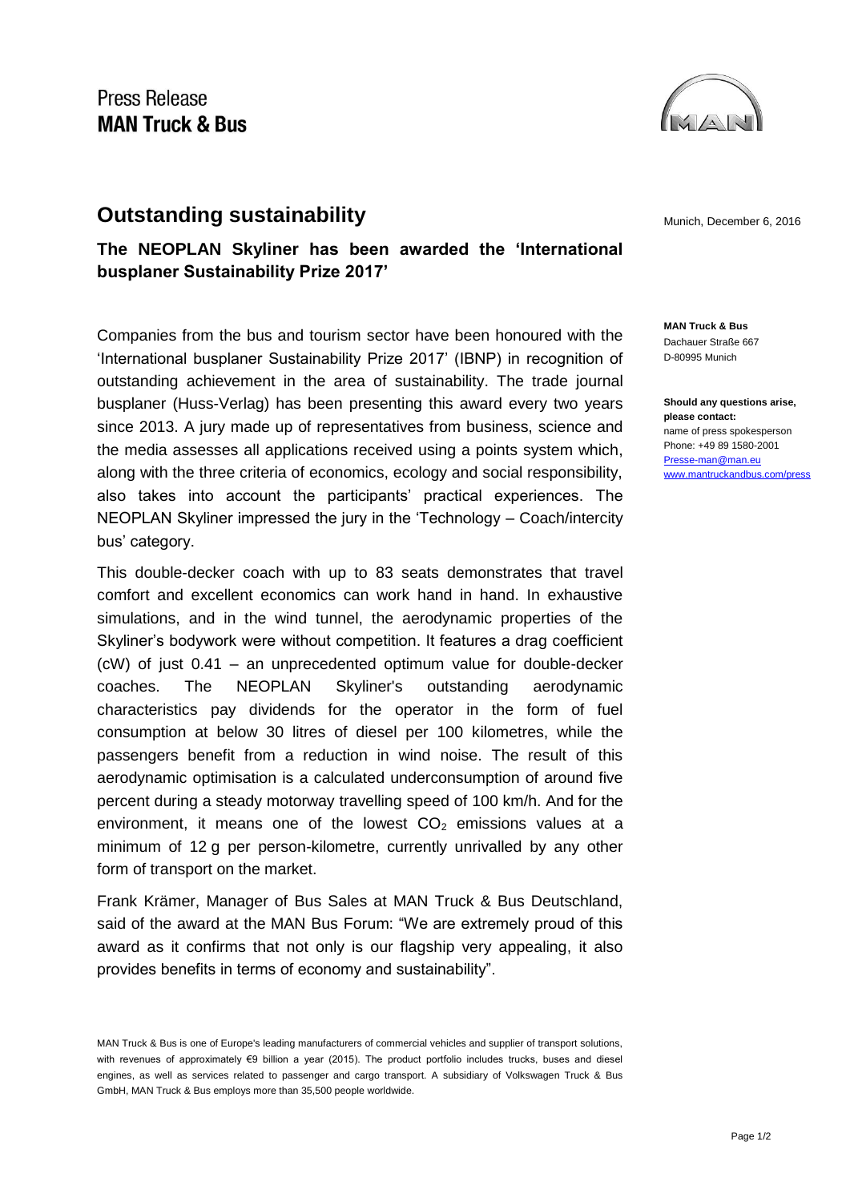Press Release
**MAN Truck & Bus**

# Outstanding sustainability

Munich, December 6, 2016

## The NEOPLAN Skyliner has been awarded the 'International busplaner Sustainability Prize 2017'

**MAN Truck & Bus**
Dachauer Straße 667
D-80995 Munich

**Should any questions arise, please contact:**
name of press spokesperson
Phone: +49 89 1580-2001
Presse-man@man.eu
www.mantruckandbus.com/press

Companies from the bus and tourism sector have been honoured with the 'International busplaner Sustainability Prize 2017' (IBNP) in recognition of outstanding achievement in the area of sustainability. The trade journal busplaner (Huss-Verlag) has been presenting this award every two years since 2013. A jury made up of representatives from business, science and the media assesses all applications received using a points system which, along with the three criteria of economics, ecology and social responsibility, also takes into account the participants' practical experiences. The NEOPLAN Skyliner impressed the jury in the 'Technology – Coach/intercity bus' category.

This double-decker coach with up to 83 seats demonstrates that travel comfort and excellent economics can work hand in hand. In exhaustive simulations, and in the wind tunnel, the aerodynamic properties of the Skyliner's bodywork were without competition. It features a drag coefficient (cW) of just 0.41 – an unprecedented optimum value for double-decker coaches. The NEOPLAN Skyliner's outstanding aerodynamic characteristics pay dividends for the operator in the form of fuel consumption at below 30 litres of diesel per 100 kilometres, while the passengers benefit from a reduction in wind noise. The result of this aerodynamic optimisation is a calculated underconsumption of around five percent during a steady motorway travelling speed of 100 km/h. And for the environment, it means one of the lowest $CO_2$ emissions values at a minimum of 12 g per person-kilometre, currently unrivalled by any other form of transport on the market.

Frank Krämer, Manager of Bus Sales at MAN Truck & Bus Deutschland, said of the award at the MAN Bus Forum: "We are extremely proud of this award as it confirms that not only is our flagship very appealing, it also provides benefits in terms of economy and sustainability".

MAN Truck & Bus is one of Europe's leading manufacturers of commercial vehicles and supplier of transport solutions, with revenues of approximately €9 billion a year (2015). The product portfolio includes trucks, buses and diesel engines, as well as services related to passenger and cargo transport. A subsidiary of Volkswagen Truck & Bus GmbH, MAN Truck & Bus employs more than 35,500 people worldwide.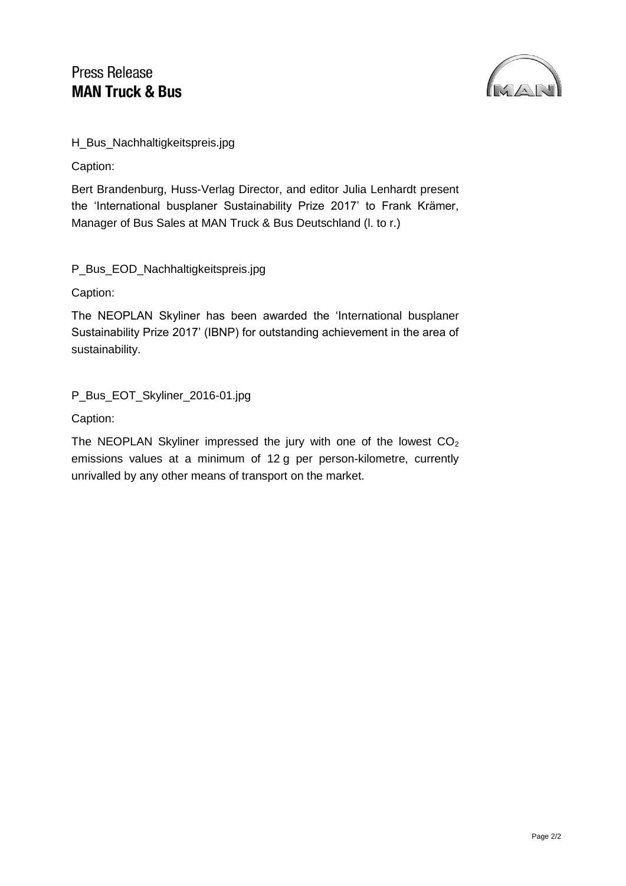H_Bus_Nachhaltigkeitspreis.jpg

Caption:

Bert Brandenburg, Huss-Verlag Director, and editor Julia Lenhardt present the 'International busplaner Sustainability Prize 2017' to Frank Krämer, Manager of Bus Sales at MAN Truck & Bus Deutschland (l. to r.)

P_Bus_EOD_Nachhaltigkeitspreis.jpg

Caption:

The NEOPLAN Skyliner has been awarded the 'International busplaner Sustainability Prize 2017' (IBNP) for outstanding achievement in the area of sustainability.

P_Bus_EOT_Skyliner_2016-01.jpg

Caption:

The NEOPLAN Skyliner impressed the jury with one of the lowest $CO_2$ emissions values at a minimum of 12 g per person-kilometre, currently unrivalled by any other means of transport on the market.